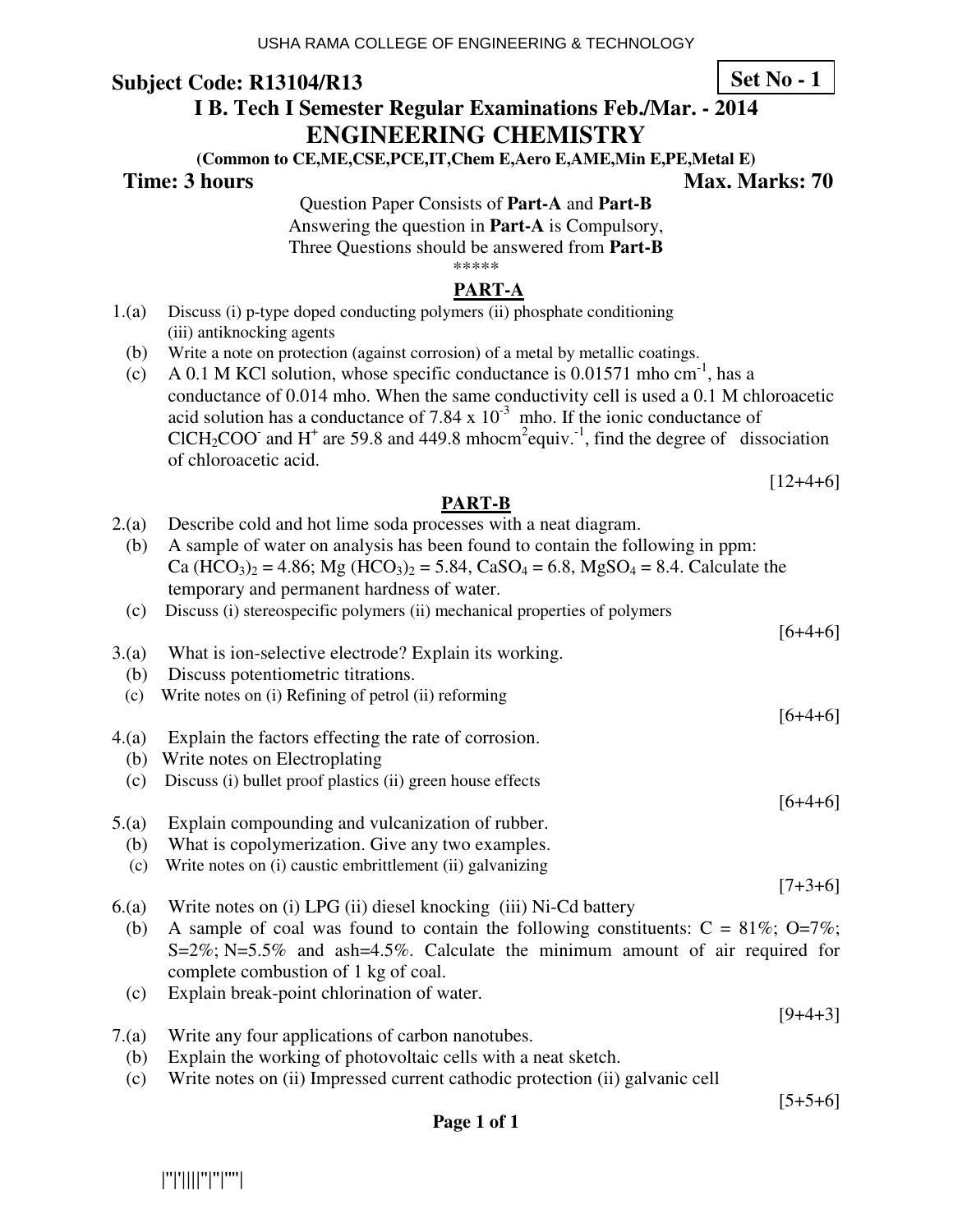USHA RAMA COLLEGE OF ENGINEERING & TECHNOLOGY

**Subject Code: R13104/R13** **Set No - 1**

# I B. Tech I Semester Regular Examinations Feb./Mar. - 2014

# ENGINEERING CHEMISTRY

**(Common to CE,ME,CSE,PCE,IT,Chem E,Aero E,AME,Min E,PE,Metal E)**

**Time: 3 hours** **Max. Marks: 70**

Question Paper Consists of **Part-A** and **Part-B**
Answering the question in **Part-A** is Compulsory,
Three Questions should be answered from **Part-B**

*****

## PART-A

1.(a) Discuss (i) p-type doped conducting polymers (ii) phosphate conditioning (iii) antiknocking agents

(b) Write a note on protection (against corrosion) of a metal by metallic coatings.

(c) A 0.1 M KCl solution, whose specific conductance is 0.01571 mho $cm^{-1}$, has a conductance of 0.014 mho. When the same conductivity cell is used a 0.1 M chloroacetic acid solution has a conductance of $7.84 \times 10^{-3}$ mho. If the ionic conductance of $ClCH_2COO^-$ and $H^+$ are 59.8 and 449.8 mho$cm^2$equiv.$^{-1}$, find the degree of dissociation of chloroacetic acid.

[12+4+6]

## PART-B

2.(a) Describe cold and hot lime soda processes with a neat diagram.

(b) A sample of water on analysis has been found to contain the following in ppm: $Ca(HCO_3)_2$ = 4.86; $Mg(HCO_3)_2$ = 5.84, $CaSO_4$ = 6.8, $MgSO_4$ = 8.4. Calculate the temporary and permanent hardness of water.

(c) Discuss (i) stereospecific polymers (ii) mechanical properties of polymers

[6+4+6]

3.(a) What is ion-selective electrode? Explain its working.

(b) Discuss potentiometric titrations.

(c) Write notes on (i) Refining of petrol (ii) reforming

[6+4+6]

4.(a) Explain the factors effecting the rate of corrosion.

(b) Write notes on Electroplating

(c) Discuss (i) bullet proof plastics (ii) green house effects

[6+4+6]

5.(a) Explain compounding and vulcanization of rubber.

(b) What is copolymerization. Give any two examples.

(c) Write notes on (i) caustic embrittlement (ii) galvanizing

[7+3+6]

6.(a) Write notes on (i) LPG (ii) diesel knocking (iii) Ni-Cd battery

(b) A sample of coal was found to contain the following constituents: C = 81%; O=7%; S=2%; N=5.5% and ash=4.5%. Calculate the minimum amount of air required for complete combustion of 1 kg of coal.

(c) Explain break-point chlorination of water.

[9+4+3]

7.(a) Write any four applications of carbon nanotubes.

(b) Explain the working of photovoltaic cells with a neat sketch.

(c) Write notes on (ii) Impressed current cathodic protection (ii) galvanic cell

[5+5+6]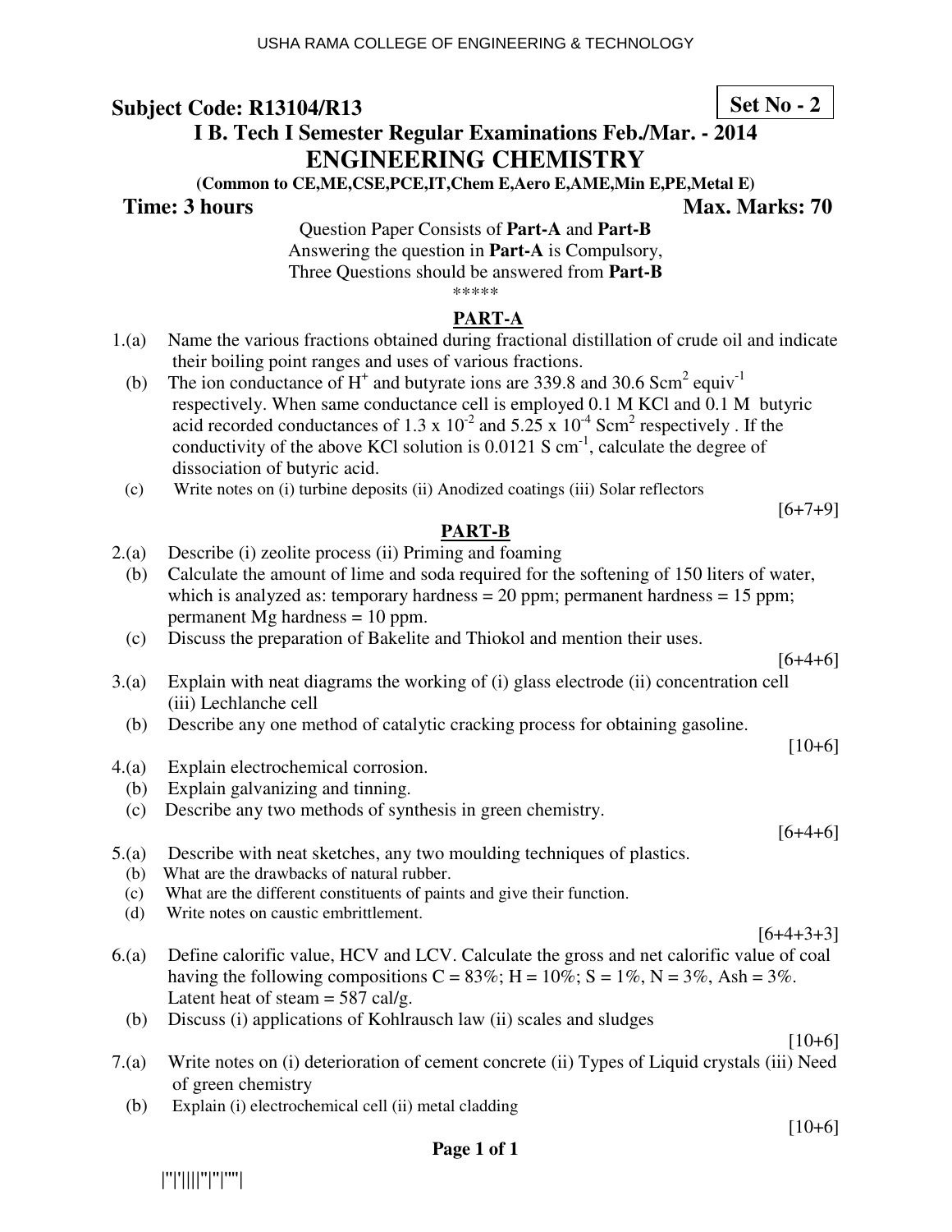**Subject Code: R13104/R13** **Set No - 2**

**I B. Tech I Semester Regular Examinations Feb./Mar. - 2014**

# ENGINEERING CHEMISTRY

**(Common to CE,ME,CSE,PCE,IT,Chem E,Aero E,AME,Min E,PE,Metal E)**

**Time: 3 hours** **Max. Marks: 70**

Question Paper Consists of **Part-A** and **Part-B**
Answering the question in **Part-A** is Compulsory,
Three Questions should be answered from **Part-B**

\*\*\*\*\*

## PART-A

1.(a) Name the various fractions obtained during fractional distillation of crude oil and indicate their boiling point ranges and uses of various fractions.

(b) The ion conductance of $H^+$ and butyrate ions are 339.8 and 30.6 $Scm^2$ $equiv^{-1}$ respectively. When same conductance cell is employed 0.1 M KCl and 0.1 M butyric acid recorded conductances of $1.3 \times 10^{-2}$ and $5.25 \times 10^{-4}$ $Scm^2$ respectively . If the conductivity of the above KCl solution is 0.0121 S $cm^{-1}$, calculate the degree of dissociation of butyric acid.

(c) Write notes on (i) turbine deposits (ii) Anodized coatings (iii) Solar reflectors

[6+7+9]

## PART-B

2.(a) Describe (i) zeolite process (ii) Priming and foaming

(b) Calculate the amount of lime and soda required for the softening of 150 liters of water, which is analyzed as: temporary hardness = 20 ppm; permanent hardness = 15 ppm; permanent Mg hardness = 10 ppm.

(c) Discuss the preparation of Bakelite and Thiokol and mention their uses.

[6+4+6]

3.(a) Explain with neat diagrams the working of (i) glass electrode (ii) concentration cell (iii) Lechlanche cell

(b) Describe any one method of catalytic cracking process for obtaining gasoline.

[10+6]

4.(a) Explain electrochemical corrosion.

(b) Explain galvanizing and tinning.

(c) Describe any two methods of synthesis in green chemistry.

[6+4+6]

5.(a) Describe with neat sketches, any two moulding techniques of plastics.

(b) What are the drawbacks of natural rubber.

(c) What are the different constituents of paints and give their function.

(d) Write notes on caustic embrittlement.

[6+4+3+3]

6.(a) Define calorific value, HCV and LCV. Calculate the gross and net calorific value of coal having the following compositions C = 83%; H = 10%; S = 1%, N = 3%, Ash = 3%. Latent heat of steam = 587 cal/g.

(b) Discuss (i) applications of Kohlrausch law (ii) scales and sludges

[10+6]

7.(a) Write notes on (i) deterioration of cement concrete (ii) Types of Liquid crystals (iii) Need of green chemistry

(b) Explain (i) electrochemical cell (ii) metal cladding

[10+6]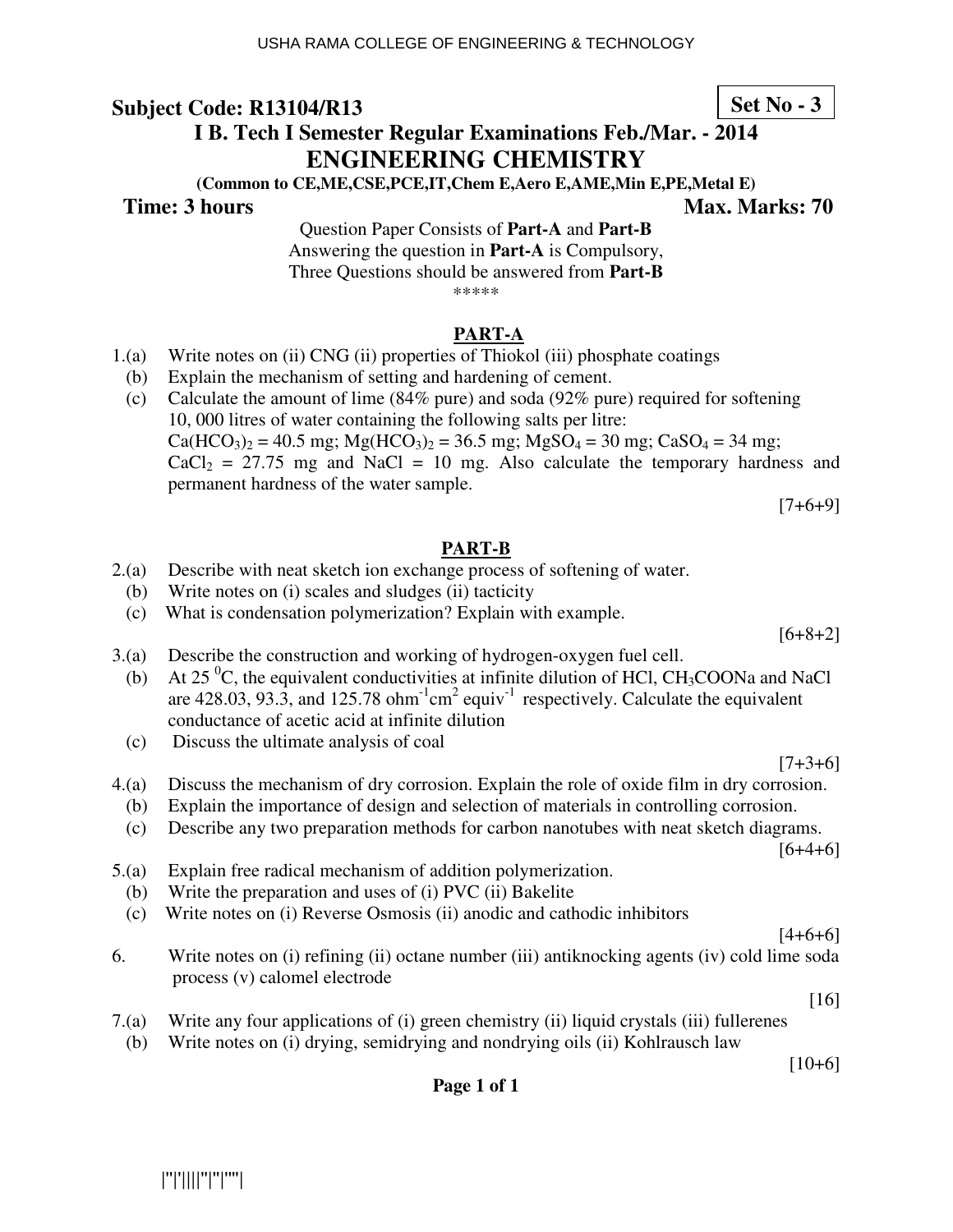**Subject Code: R13104/R13** **Set No - 3**

**I B. Tech I Semester Regular Examinations Feb./Mar. - 2014**

# ENGINEERING CHEMISTRY

**(Common to CE,ME,CSE,PCE,IT,Chem E,Aero E,AME,Min E,PE,Metal E)**

**Time: 3 hours** **Max. Marks: 70**

Question Paper Consists of **Part-A** and **Part-B**
Answering the question in **Part-A** is Compulsory,
Three Questions should be answered from **Part-B**

\*\*\*\*\*

## PART-A

1.(a) Write notes on (ii) CNG (ii) properties of Thiokol (iii) phosphate coatings

(b) Explain the mechanism of setting and hardening of cement.

(c) Calculate the amount of lime (84% pure) and soda (92% pure) required for softening 10, 000 litres of water containing the following salts per litre: $Ca(HCO_3)_2$ = 40.5 mg; $Mg(HCO_3)_2$ = 36.5 mg; $MgSO_4$ = 30 mg; $CaSO_4$ = 34 mg; $CaCl_2$ = 27.75 mg and NaCl = 10 mg. Also calculate the temporary hardness and permanent hardness of the water sample.

[7+6+9]

## PART-B

2.(a) Describe with neat sketch ion exchange process of softening of water.

(b) Write notes on (i) scales and sludges (ii) tacticity

(c) What is condensation polymerization? Explain with example.

[6+8+2]

3.(a) Describe the construction and working of hydrogen-oxygen fuel cell.

(b) At 25 $^0$C, the equivalent conductivities at infinite dilution of HCl, $CH_3COONa$ and NaCl are 428.03, 93.3, and 125.78 $ohm^{-1}cm^2\ equiv^{-1}$ respectively. Calculate the equivalent conductance of acetic acid at infinite dilution

(c) Discuss the ultimate analysis of coal

[7+3+6]

4.(a) Discuss the mechanism of dry corrosion. Explain the role of oxide film in dry corrosion.

(b) Explain the importance of design and selection of materials in controlling corrosion.

(c) Describe any two preparation methods for carbon nanotubes with neat sketch diagrams.

[6+4+6]

5.(a) Explain free radical mechanism of addition polymerization.

(b) Write the preparation and uses of (i) PVC (ii) Bakelite

(c) Write notes on (i) Reverse Osmosis (ii) anodic and cathodic inhibitors

[4+6+6]

6. Write notes on (i) refining (ii) octane number (iii) antiknocking agents (iv) cold lime soda process (v) calomel electrode

[16]

7.(a) Write any four applications of (i) green chemistry (ii) liquid crystals (iii) fullerenes

(b) Write notes on (i) drying, semidrying and nondrying oils (ii) Kohlrausch law

[10+6]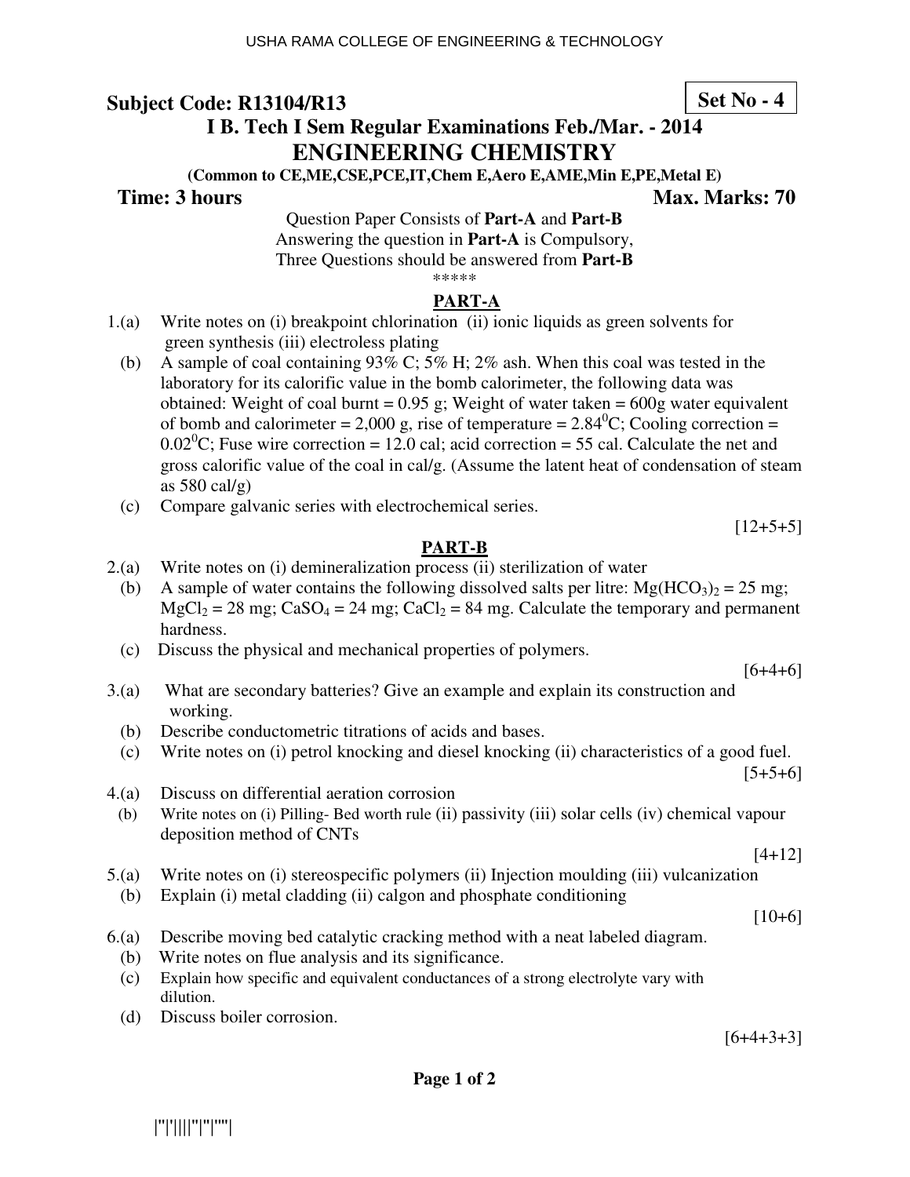USHA RAMA COLLEGE OF ENGINEERING & TECHNOLOGY

**Subject Code: R13104/R13** **Set No - 4**

## I B. Tech I Sem Regular Examinations Feb./Mar. - 2014

# ENGINEERING CHEMISTRY

**(Common to CE,ME,CSE,PCE,IT,Chem E,Aero E,AME,Min E,PE,Metal E)**

**Time: 3 hours** **Max. Marks: 70**

Question Paper Consists of **Part-A** and **Part-B**
Answering the question in **Part-A** is Compulsory,
Three Questions should be answered from **Part-B**

*****

## PART-A

1.(a) Write notes on (i) breakpoint chlorination (ii) ionic liquids as green solvents for green synthesis (iii) electroless plating

(b) A sample of coal containing 93% C; 5% H; 2% ash. When this coal was tested in the laboratory for its calorific value in the bomb calorimeter, the following data was obtained: Weight of coal burnt = 0.95 g; Weight of water taken = 600g water equivalent of bomb and calorimeter = 2,000 g, rise of temperature = $2.84^0$C; Cooling correction = $0.02^0$C; Fuse wire correction = 12.0 cal; acid correction = 55 cal. Calculate the net and gross calorific value of the coal in cal/g. (Assume the latent heat of condensation of steam as 580 cal/g)

(c) Compare galvanic series with electrochemical series.

[12+5+5]

## PART-B

2.(a) Write notes on (i) demineralization process (ii) sterilization of water

(b) A sample of water contains the following dissolved salts per litre: $Mg(HCO_3)_2$ = 25 mg; $MgCl_2$ = 28 mg; $CaSO_4$ = 24 mg; $CaCl_2$ = 84 mg. Calculate the temporary and permanent hardness.

(c) Discuss the physical and mechanical properties of polymers.

[6+4+6]

3.(a) What are secondary batteries? Give an example and explain its construction and working.

(b) Describe conductometric titrations of acids and bases.

(c) Write notes on (i) petrol knocking and diesel knocking (ii) characteristics of a good fuel.

[5+5+6]

4.(a) Discuss on differential aeration corrosion

(b) Write notes on (i) Pilling- Bed worth rule (ii) passivity (iii) solar cells (iv) chemical vapour deposition method of CNTs

[4+12]

5.(a) Write notes on (i) stereospecific polymers (ii) Injection moulding (iii) vulcanization

(b) Explain (i) metal cladding (ii) calgon and phosphate conditioning

[10+6]

6.(a) Describe moving bed catalytic cracking method with a neat labeled diagram.

(b) Write notes on flue analysis and its significance.

(c) Explain how specific and equivalent conductances of a strong electrolyte vary with dilution.

(d) Discuss boiler corrosion.

[6+4+3+3]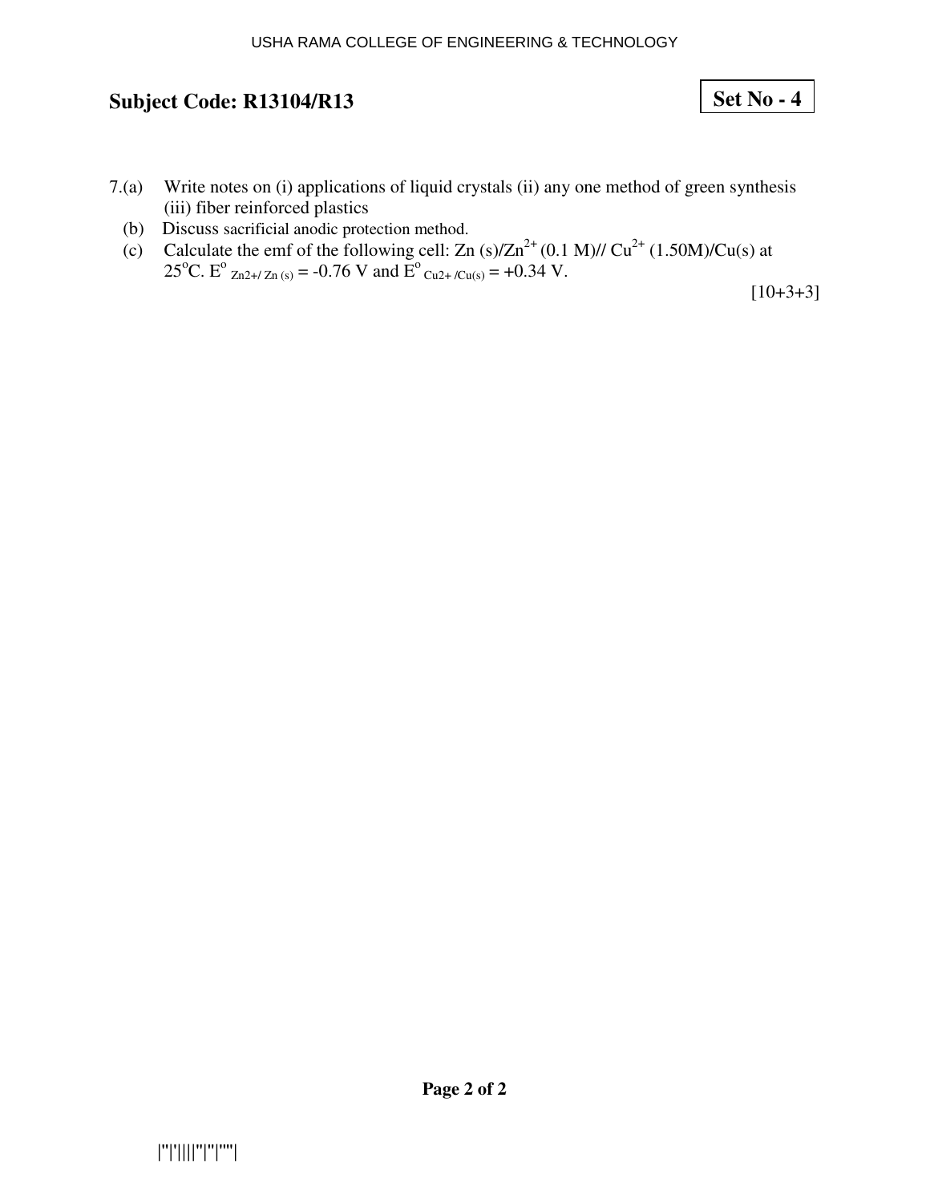**Subject Code: R13104/R13**

**Set No - 4**

7.(a) Write notes on (i) applications of liquid crystals (ii) any one method of green synthesis (iii) fiber reinforced plastics

(b) Discuss sacrificial anodic protection method.

(c) Calculate the emf of the following cell: Zn (s)/$Zn^{2+}$ (0.1 M)// $Cu^{2+}$ (1.50M)/Cu(s) at 25°C. $E^{o}_{Zn2+/ Zn (s)}$ = -0.76 V and $E^{o}_{Cu2+ /Cu(s)}$ = +0.34 V.

[10+3+3]